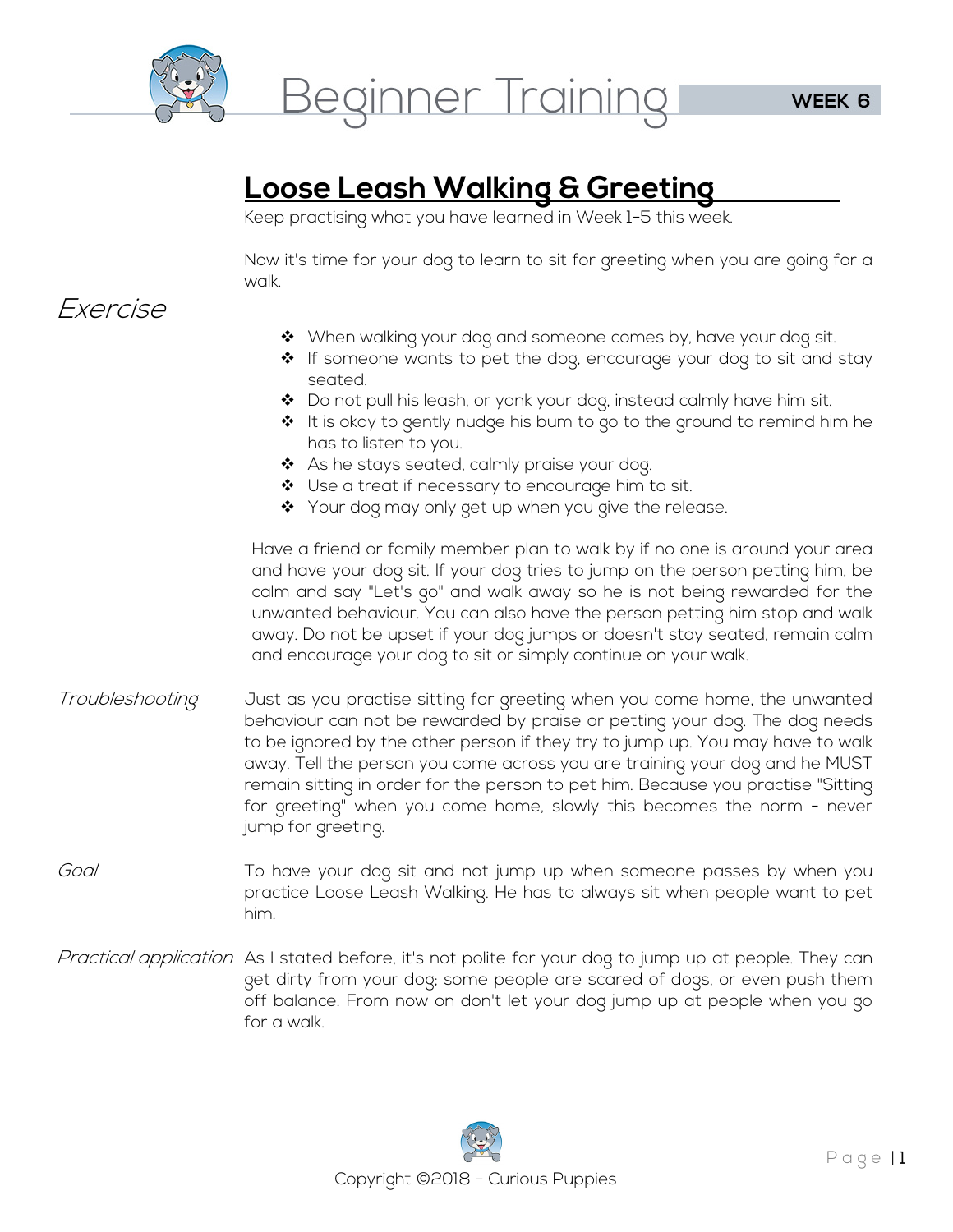# Beginner Training

**WEEK 6**

## Loose Leash Walking & Greeting

Keep practising what you have learned in Week 1-5 this week.

Now it's time for your dog to learn to sit for greeting when you are going for a walk.

### *Exercise*

- When walking your dog and someone comes by, have your dog sit.
- If someone wants to pet the dog, encourage your dog to sit and stay seated.
- Do not pull his leash, or yank your dog, instead calmly have him sit.
- It is okay to gently nudge his bum to go to the ground to remind him he has to listen to you.
- As he stays seated, calmly praise your dog.
- Use a treat if necessary to encourage him to sit.
- Your dog may only get up when you give the release.

Have a friend or family member plan to walk by if no one is around your area and have your dog sit. If your dog tries to jump on the person petting him, be calm and say "Let's go" and walk away so he is not being rewarded for the unwanted behaviour. You can also have the person petting him stop and walk away. Do not be upset if your dog jumps or doesn't stay seated, remain calm and encourage your dog to sit or simply continue on your walk.

*Troubleshooting*

Just as you practise sitting for greeting when you come home, the unwanted behaviour can not be rewarded by praise or petting your dog. The dog needs to be ignored by the other person if they try to jump up. You may have to walk away. Tell the person you come across you are training your dog and he MUST remain sitting in order for the person to pet him. Because you practise "Sitting for greeting" when you come home, slowly this becomes the norm - never jump for greeting.

*Goal*

To have your dog sit and not jump up when someone passes by when you practice Loose Leash Walking. He has to always sit when people want to pet him.

*Practical application*

As I stated before, it's not polite for your dog to jump up at people. They can get dirty from your dog; some people are scared of dogs, or even push them off balance. From now on don't let your dog jump up at people when you go for a walk.

Copyright ©2018 - Curious Puppies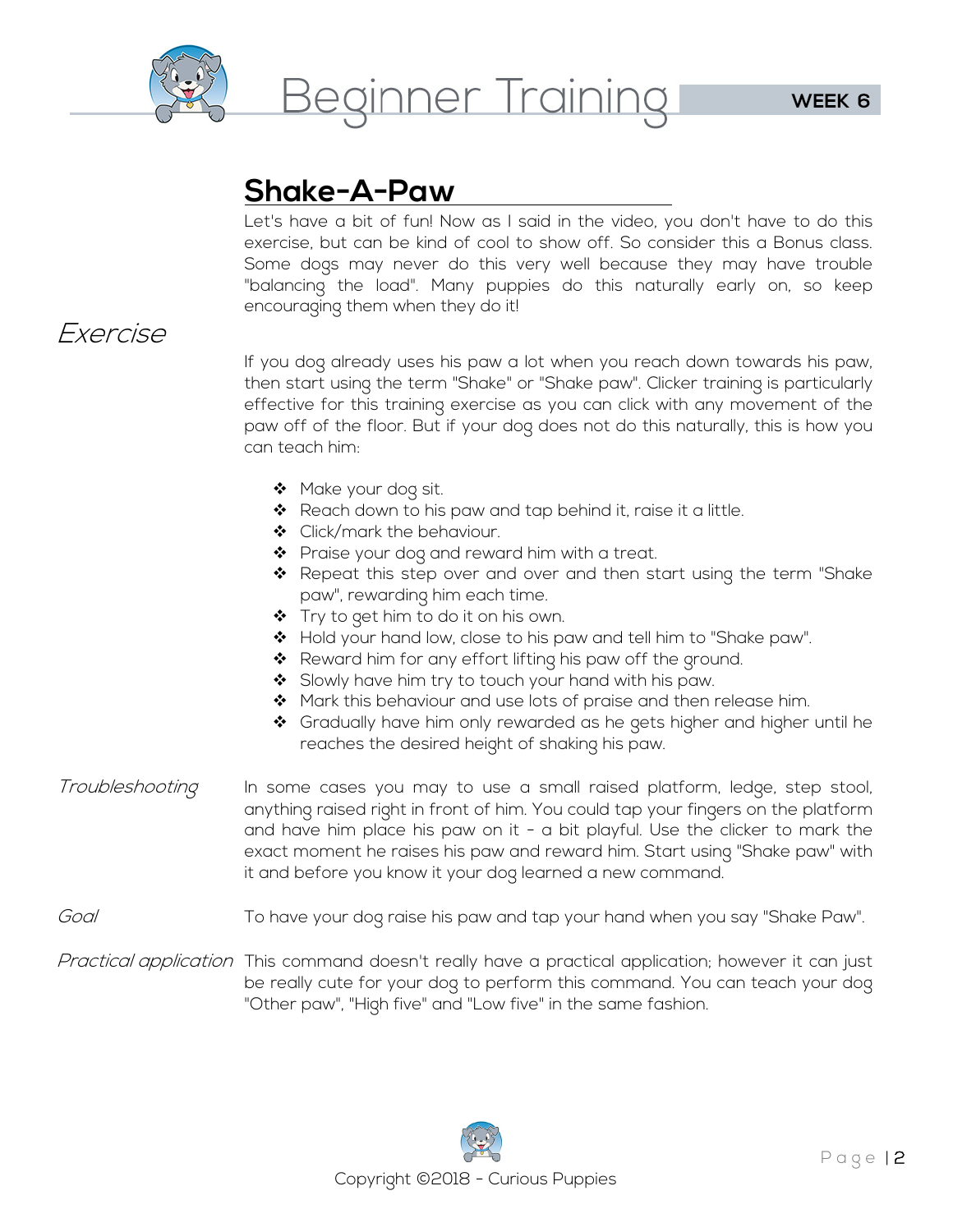## Shake-A-Paw

Let's have a bit of fun! Now as I said in the video, you don't have to do this exercise, but can be kind of cool to show off. So consider this a Bonus class. Some dogs may never do this very well because they may have trouble "balancing the load". Many puppies do this naturally early on, so keep encouraging them when they do it!

### *Exercise*

If you dog already uses his paw a lot when you reach down towards his paw, then start using the term "Shake" or "Shake paw". Clicker training is particularly effective for this training exercise as you can click with any movement of the paw off of the floor. But if your dog does not do this naturally, this is how you can teach him:

- Make your dog sit.
- Reach down to his paw and tap behind it, raise it a little.
- Click/mark the behaviour.
- Praise your dog and reward him with a treat.
- Repeat this step over and over and then start using the term "Shake paw", rewarding him each time.
- Try to get him to do it on his own.
- Hold your hand low, close to his paw and tell him to "Shake paw".
- Reward him for any effort lifting his paw off the ground.
- Slowly have him try to touch your hand with his paw.
- Mark this behaviour and use lots of praise and then release him.
- Gradually have him only rewarded as he gets higher and higher until he reaches the desired height of shaking his paw.

*Troubleshooting* In some cases you may to use a small raised platform, ledge, step stool, anything raised right in front of him. You could tap your fingers on the platform and have him place his paw on it - a bit playful. Use the clicker to mark the exact moment he raises his paw and reward him. Start using "Shake paw" with it and before you know it your dog learned a new command.

*Goal* To have your dog raise his paw and tap your hand when you say "Shake Paw".

*Practical application* This command doesn't really have a practical application; however it can just be really cute for your dog to perform this command. You can teach your dog "Other paw", "High five" and "Low five" in the same fashion.

Copyright ©2018 - Curious Puppies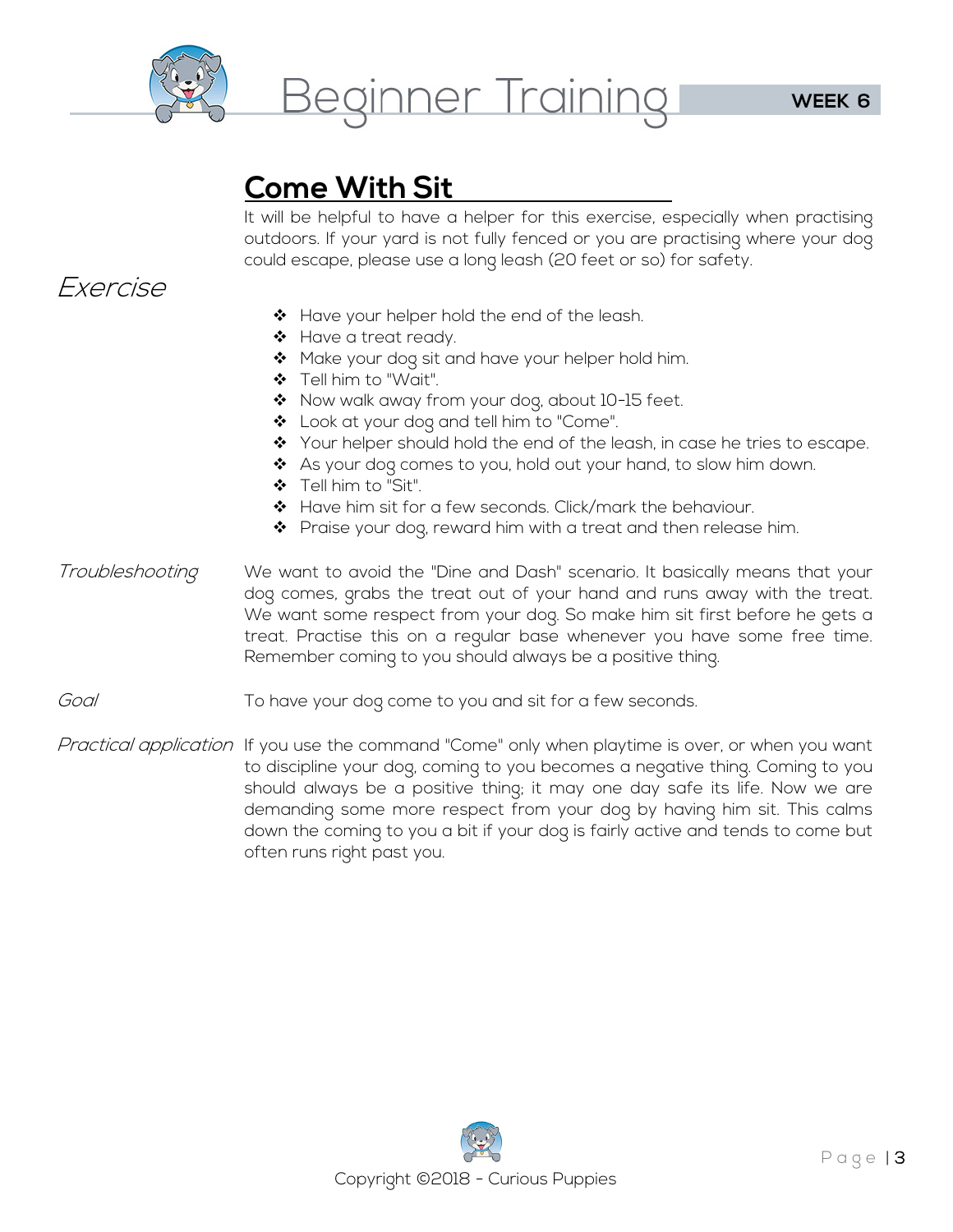## Come With Sit

It will be helpful to have a helper for this exercise, especially when practising outdoors. If your yard is not fully fenced or you are practising where your dog could escape, please use a long leash (20 feet or so) for safety.

*Exercise*

- Have your helper hold the end of the leash.
- Have a treat ready.
- Make your dog sit and have your helper hold him.
- Tell him to "Wait".
- Now walk away from your dog, about 10-15 feet.
- Look at your dog and tell him to "Come".
- Your helper should hold the end of the leash, in case he tries to escape.
- As your dog comes to you, hold out your hand, to slow him down.
- Tell him to "Sit".
- Have him sit for a few seconds. Click/mark the behaviour.
- Praise your dog, reward him with a treat and then release him.

*Troubleshooting*

We want to avoid the "Dine and Dash" scenario. It basically means that your dog comes, grabs the treat out of your hand and runs away with the treat. We want some respect from your dog. So make him sit first before he gets a treat. Practise this on a regular base whenever you have some free time. Remember coming to you should always be a positive thing.

*Goal*

To have your dog come to you and sit for a few seconds.

*Practical application*

If you use the command "Come" only when playtime is over, or when you want to discipline your dog, coming to you becomes a negative thing. Coming to you should always be a positive thing; it may one day safe its life. Now we are demanding some more respect from your dog by having him sit. This calms down the coming to you a bit if your dog is fairly active and tends to come but often runs right past you.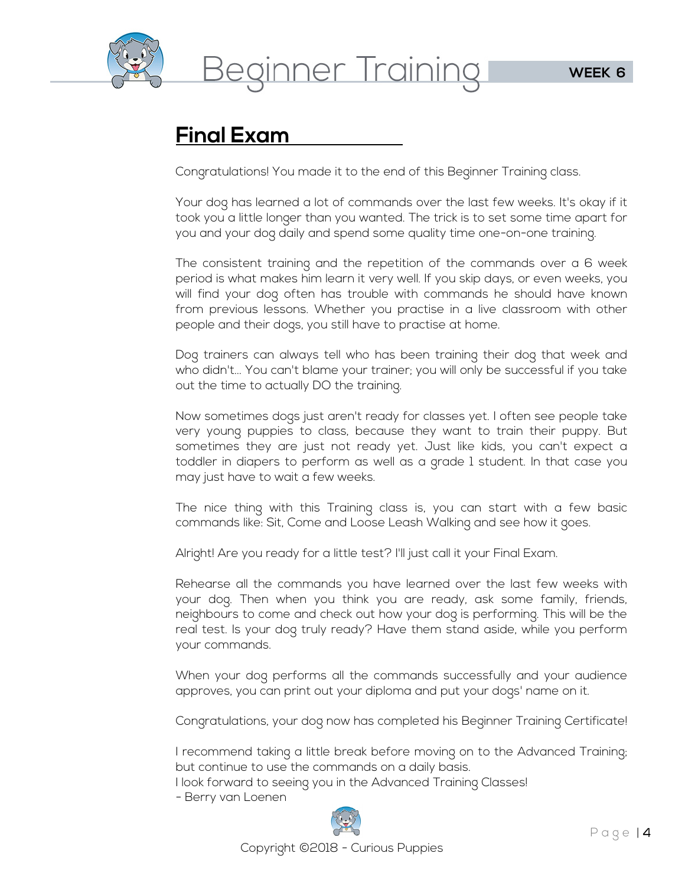## Final Exam

Congratulations! You made it to the end of this Beginner Training class.

Your dog has learned a lot of commands over the last few weeks. It's okay if it took you a little longer than you wanted. The trick is to set some time apart for you and your dog daily and spend some quality time one-on-one training.

The consistent training and the repetition of the commands over a 6 week period is what makes him learn it very well. If you skip days, or even weeks, you will find your dog often has trouble with commands he should have known from previous lessons. Whether you practise in a live classroom with other people and their dogs, you still have to practise at home.

Dog trainers can always tell who has been training their dog that week and who didn't... You can't blame your trainer; you will only be successful if you take out the time to actually DO the training.

Now sometimes dogs just aren't ready for classes yet. I often see people take very young puppies to class, because they want to train their puppy. But sometimes they are just not ready yet. Just like kids, you can't expect a toddler in diapers to perform as well as a grade 1 student. In that case you may just have to wait a few weeks.

The nice thing with this Training class is, you can start with a few basic commands like: Sit, Come and Loose Leash Walking and see how it goes.

Alright! Are you ready for a little test? I'll just call it your Final Exam.

Rehearse all the commands you have learned over the last few weeks with your dog. Then when you think you are ready, ask some family, friends, neighbours to come and check out how your dog is performing. This will be the real test. Is your dog truly ready? Have them stand aside, while you perform your commands.

When your dog performs all the commands successfully and your audience approves, you can print out your diploma and put your dogs' name on it.

Congratulations, your dog now has completed his Beginner Training Certificate!

I recommend taking a little break before moving on to the Advanced Training; but continue to use the commands on a daily basis.
I look forward to seeing you in the Advanced Training Classes!
- Berry van Loenen